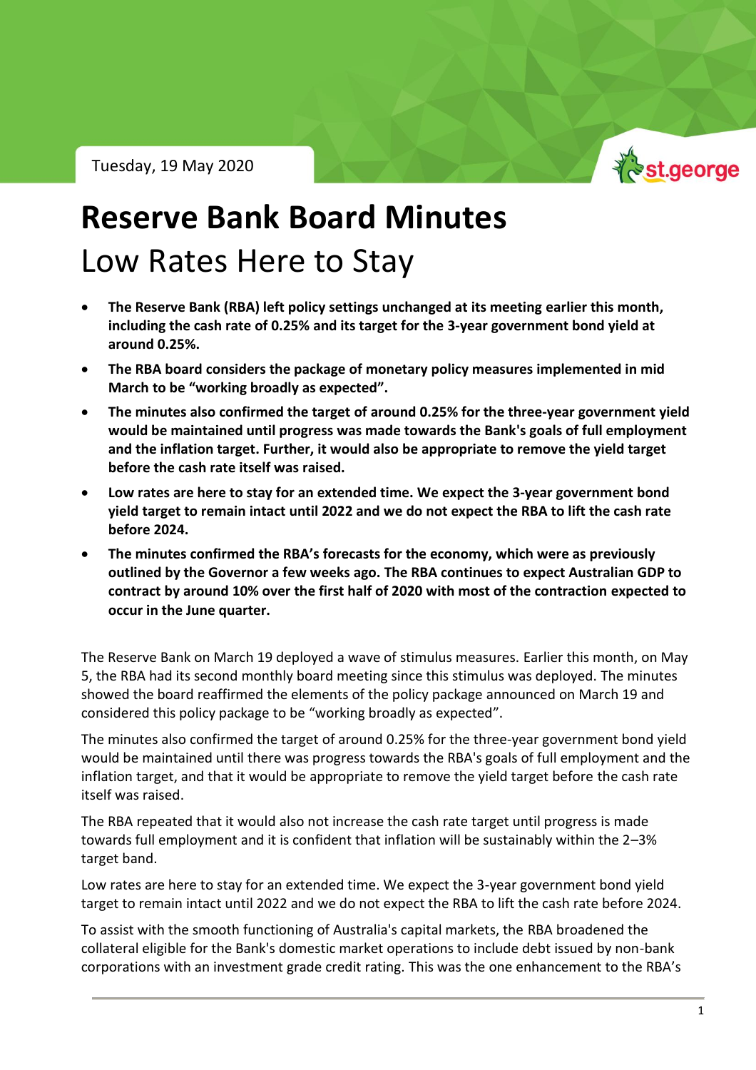Tuesday, 19 May 2020

# Reserve Bank Board Minutes

## Low Rates Here to Stay

- **The Reserve Bank (RBA) left policy settings unchanged at its meeting earlier this month, including the cash rate of 0.25% and its target for the 3-year government bond yield at around 0.25%.**
- **The RBA board considers the package of monetary policy measures implemented in mid March to be "working broadly as expected".**
- **The minutes also confirmed the target of around 0.25% for the three-year government yield would be maintained until progress was made towards the Bank's goals of full employment and the inflation target. Further, it would also be appropriate to remove the yield target before the cash rate itself was raised.**
- **Low rates are here to stay for an extended time. We expect the 3-year government bond yield target to remain intact until 2022 and we do not expect the RBA to lift the cash rate before 2024.**
- **The minutes confirmed the RBA's forecasts for the economy, which were as previously outlined by the Governor a few weeks ago. The RBA continues to expect Australian GDP to contract by around 10% over the first half of 2020 with most of the contraction expected to occur in the June quarter.**

The Reserve Bank on March 19 deployed a wave of stimulus measures. Earlier this month, on May 5, the RBA had its second monthly board meeting since this stimulus was deployed. The minutes showed the board reaffirmed the elements of the policy package announced on March 19 and considered this policy package to be "working broadly as expected".

The minutes also confirmed the target of around 0.25% for the three-year government bond yield would be maintained until there was progress towards the RBA's goals of full employment and the inflation target, and that it would be appropriate to remove the yield target before the cash rate itself was raised.

The RBA repeated that it would also not increase the cash rate target until progress is made towards full employment and it is confident that inflation will be sustainably within the 2–3% target band.

Low rates are here to stay for an extended time. We expect the 3-year government bond yield target to remain intact until 2022 and we do not expect the RBA to lift the cash rate before 2024.

To assist with the smooth functioning of Australia's capital markets, the RBA broadened the collateral eligible for the Bank's domestic market operations to include debt issued by non-bank corporations with an investment grade credit rating. This was the one enhancement to the RBA's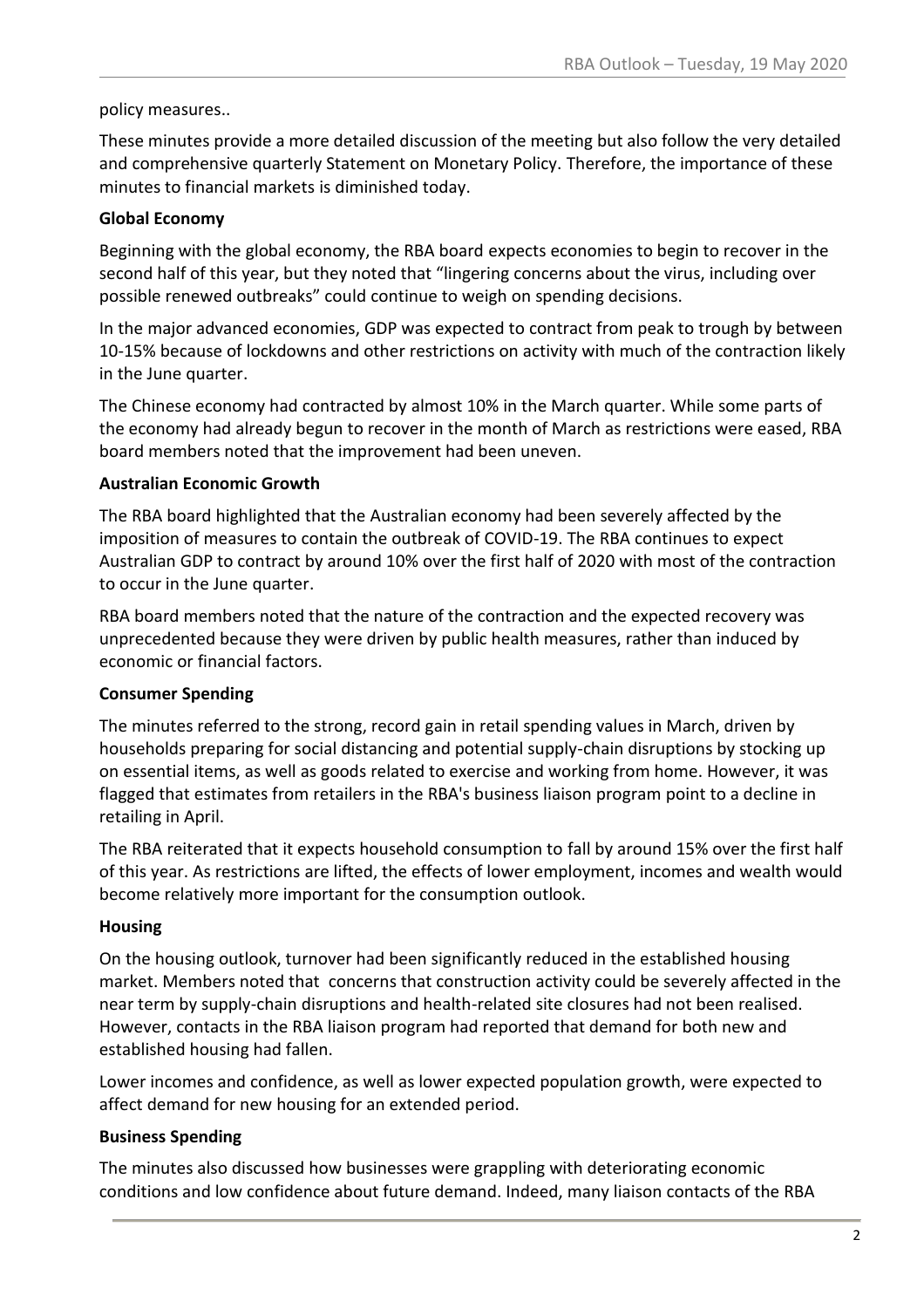policy measures..

These minutes provide a more detailed discussion of the meeting but also follow the very detailed and comprehensive quarterly Statement on Monetary Policy. Therefore, the importance of these minutes to financial markets is diminished today.

**Global Economy**

Beginning with the global economy, the RBA board expects economies to begin to recover in the second half of this year, but they noted that "lingering concerns about the virus, including over possible renewed outbreaks" could continue to weigh on spending decisions.

In the major advanced economies, GDP was expected to contract from peak to trough by between 10-15% because of lockdowns and other restrictions on activity with much of the contraction likely in the June quarter.

The Chinese economy had contracted by almost 10% in the March quarter. While some parts of the economy had already begun to recover in the month of March as restrictions were eased, RBA board members noted that the improvement had been uneven.

**Australian Economic Growth**

The RBA board highlighted that the Australian economy had been severely affected by the imposition of measures to contain the outbreak of COVID-19. The RBA continues to expect Australian GDP to contract by around 10% over the first half of 2020 with most of the contraction to occur in the June quarter.

RBA board members noted that the nature of the contraction and the expected recovery was unprecedented because they were driven by public health measures, rather than induced by economic or financial factors.

**Consumer Spending**

The minutes referred to the strong, record gain in retail spending values in March, driven by households preparing for social distancing and potential supply-chain disruptions by stocking up on essential items, as well as goods related to exercise and working from home. However, it was flagged that estimates from retailers in the RBA's business liaison program point to a decline in retailing in April.

The RBA reiterated that it expects household consumption to fall by around 15% over the first half of this year. As restrictions are lifted, the effects of lower employment, incomes and wealth would become relatively more important for the consumption outlook.

**Housing**

On the housing outlook, turnover had been significantly reduced in the established housing market. Members noted that concerns that construction activity could be severely affected in the near term by supply-chain disruptions and health-related site closures had not been realised. However, contacts in the RBA liaison program had reported that demand for both new and established housing had fallen.

Lower incomes and confidence, as well as lower expected population growth, were expected to affect demand for new housing for an extended period.

**Business Spending**

The minutes also discussed how businesses were grappling with deteriorating economic conditions and low confidence about future demand. Indeed, many liaison contacts of the RBA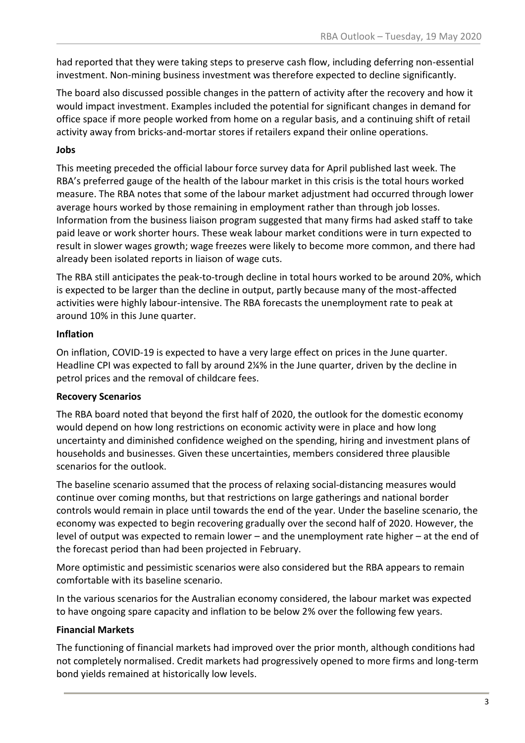had reported that they were taking steps to preserve cash flow, including deferring non-essential investment. Non-mining business investment was therefore expected to decline significantly.

The board also discussed possible changes in the pattern of activity after the recovery and how it would impact investment. Examples included the potential for significant changes in demand for office space if more people worked from home on a regular basis, and a continuing shift of retail activity away from bricks-and-mortar stores if retailers expand their online operations.

**Jobs**

This meeting preceded the official labour force survey data for April published last week. The RBA's preferred gauge of the health of the labour market in this crisis is the total hours worked measure. The RBA notes that some of the labour market adjustment had occurred through lower average hours worked by those remaining in employment rather than through job losses. Information from the business liaison program suggested that many firms had asked staff to take paid leave or work shorter hours. These weak labour market conditions were in turn expected to result in slower wages growth; wage freezes were likely to become more common, and there had already been isolated reports in liaison of wage cuts.

The RBA still anticipates the peak-to-trough decline in total hours worked to be around 20%, which is expected to be larger than the decline in output, partly because many of the most-affected activities were highly labour-intensive. The RBA forecasts the unemployment rate to peak at around 10% in this June quarter.

**Inflation**

On inflation, COVID-19 is expected to have a very large effect on prices in the June quarter. Headline CPI was expected to fall by around 2¼% in the June quarter, driven by the decline in petrol prices and the removal of childcare fees.

**Recovery Scenarios**

The RBA board noted that beyond the first half of 2020, the outlook for the domestic economy would depend on how long restrictions on economic activity were in place and how long uncertainty and diminished confidence weighed on the spending, hiring and investment plans of households and businesses. Given these uncertainties, members considered three plausible scenarios for the outlook.

The baseline scenario assumed that the process of relaxing social-distancing measures would continue over coming months, but that restrictions on large gatherings and national border controls would remain in place until towards the end of the year. Under the baseline scenario, the economy was expected to begin recovering gradually over the second half of 2020. However, the level of output was expected to remain lower – and the unemployment rate higher – at the end of the forecast period than had been projected in February.

More optimistic and pessimistic scenarios were also considered but the RBA appears to remain comfortable with its baseline scenario.

In the various scenarios for the Australian economy considered, the labour market was expected to have ongoing spare capacity and inflation to be below 2% over the following few years.

**Financial Markets**

The functioning of financial markets had improved over the prior month, although conditions had not completely normalised. Credit markets had progressively opened to more firms and long-term bond yields remained at historically low levels.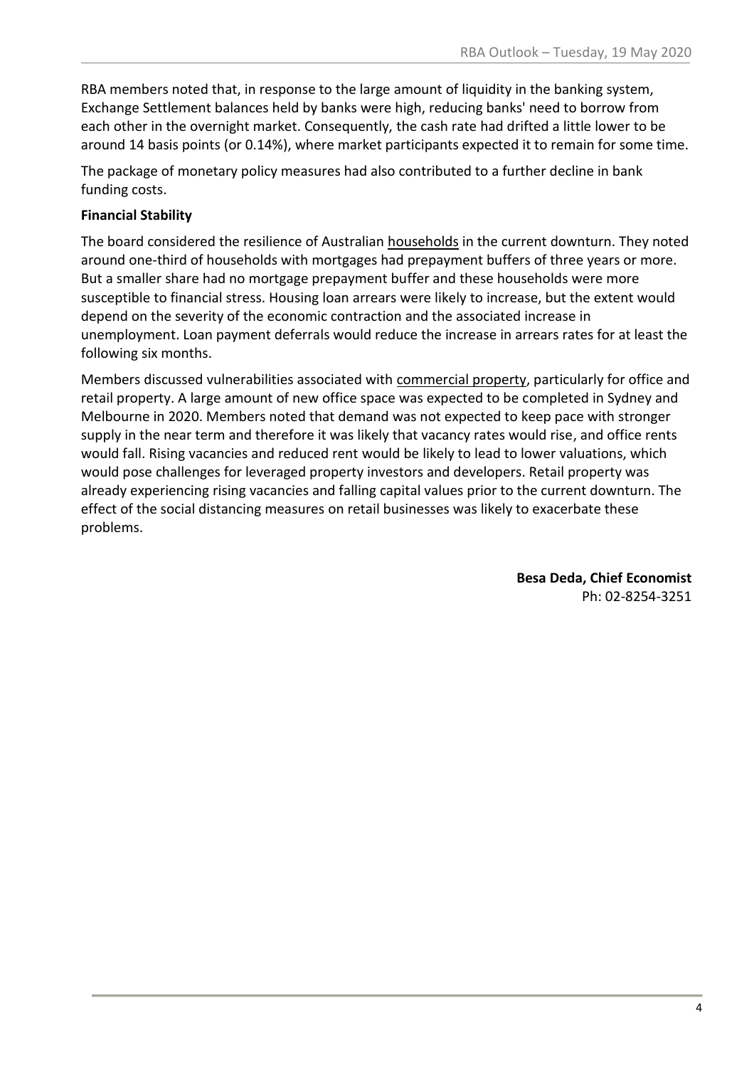RBA members noted that, in response to the large amount of liquidity in the banking system, Exchange Settlement balances held by banks were high, reducing banks' need to borrow from each other in the overnight market. Consequently, the cash rate had drifted a little lower to be around 14 basis points (or 0.14%), where market participants expected it to remain for some time.

The package of monetary policy measures had also contributed to a further decline in bank funding costs.

**Financial Stability**

The board considered the resilience of Australian households in the current downturn. They noted around one-third of households with mortgages had prepayment buffers of three years or more. But a smaller share had no mortgage prepayment buffer and these households were more susceptible to financial stress. Housing loan arrears were likely to increase, but the extent would depend on the severity of the economic contraction and the associated increase in unemployment. Loan payment deferrals would reduce the increase in arrears rates for at least the following six months.

Members discussed vulnerabilities associated with commercial property, particularly for office and retail property. A large amount of new office space was expected to be completed in Sydney and Melbourne in 2020. Members noted that demand was not expected to keep pace with stronger supply in the near term and therefore it was likely that vacancy rates would rise, and office rents would fall. Rising vacancies and reduced rent would be likely to lead to lower valuations, which would pose challenges for leveraged property investors and developers. Retail property was already experiencing rising vacancies and falling capital values prior to the current downturn. The effect of the social distancing measures on retail businesses was likely to exacerbate these problems.

**Besa Deda, Chief Economist**
Ph: 02-8254-3251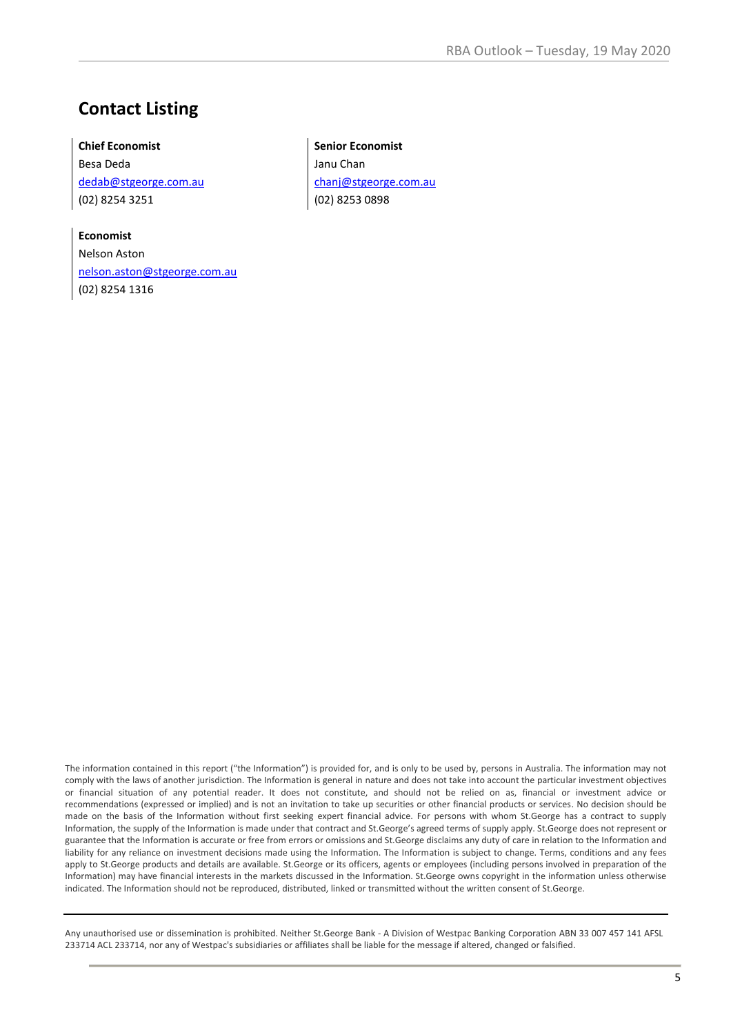## Contact Listing

**Chief Economist**
Besa Deda
dedab@stgeorge.com.au
(02) 8254 3251

**Senior Economist**
Janu Chan
chanj@stgeorge.com.au
(02) 8253 0898

**Economist**
Nelson Aston
nelson.aston@stgeorge.com.au
(02) 8254 1316

The information contained in this report ("the Information") is provided for, and is only to be used by, persons in Australia. The information may not comply with the laws of another jurisdiction. The Information is general in nature and does not take into account the particular investment objectives or financial situation of any potential reader. It does not constitute, and should not be relied on as, financial or investment advice or recommendations (expressed or implied) and is not an invitation to take up securities or other financial products or services. No decision should be made on the basis of the Information without first seeking expert financial advice. For persons with whom St.George has a contract to supply Information, the supply of the Information is made under that contract and St.George's agreed terms of supply apply. St.George does not represent or guarantee that the Information is accurate or free from errors or omissions and St.George disclaims any duty of care in relation to the Information and liability for any reliance on investment decisions made using the Information. The Information is subject to change. Terms, conditions and any fees apply to St.George products and details are available. St.George or its officers, agents or employees (including persons involved in preparation of the Information) may have financial interests in the markets discussed in the Information. St.George owns copyright in the information unless otherwise indicated. The Information should not be reproduced, distributed, linked or transmitted without the written consent of St.George.

Any unauthorised use or dissemination is prohibited. Neither St.George Bank - A Division of Westpac Banking Corporation ABN 33 007 457 141 AFSL 233714 ACL 233714, nor any of Westpac's subsidiaries or affiliates shall be liable for the message if altered, changed or falsified.